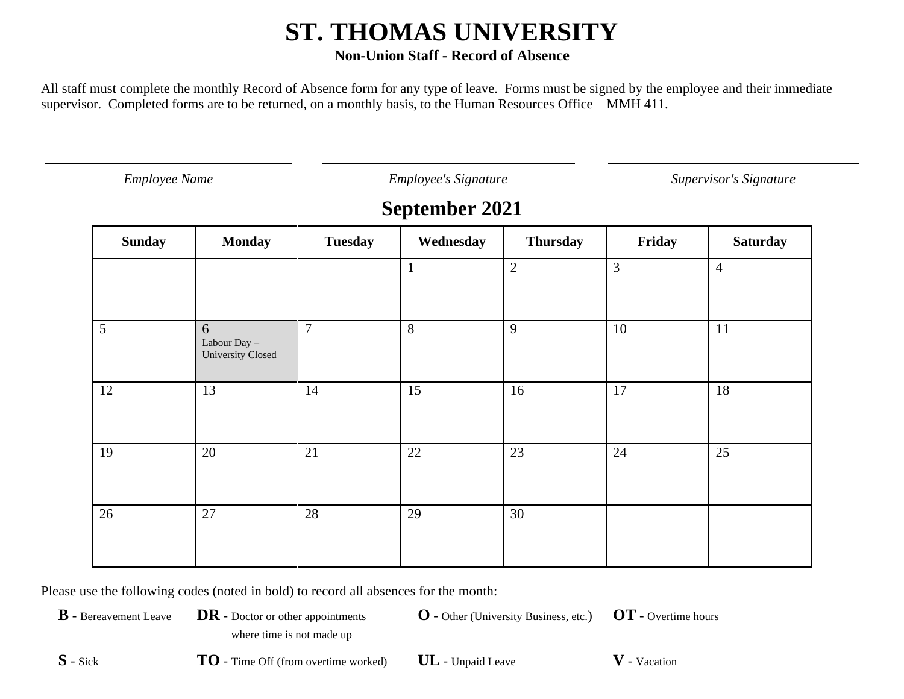# ST. THOMAS UNIVERSITY

**Non-Union Staff - Record of Absence**

All staff must complete the monthly Record of Absence form for any type of leave. Forms must be signed by the employee and their immediate supervisor. Completed forms are to be returned, on a monthly basis, to the Human Resources Office – MMH 411.

| *Employee Name* | *Employee's Signature* | *Supervisor's Signature* |
|---|---|---|
| | | |

## September 2021

| Sunday | Monday | Tuesday | Wednesday | Thursday | Friday | Saturday |
|---|---|---|---|---|---|---|
| | | | 1 | 2 | 3 | 4 |
| 5 | 6 Labour Day – University Closed | 7 | 8 | 9 | 10 | 11 |
| 12 | 13 | 14 | 15 | 16 | 17 | 18 |
| 19 | 20 | 21 | 22 | 23 | 24 | 25 |
| 26 | 27 | 28 | 29 | 30 | | |

Please use the following codes (noted in bold) to record all absences for the month:

**B** - Bereavement Leave
**DR** - Doctor or other appointments where time is not made up
**O** - Other (University Business, etc.)
**OT** - Overtime hours
**S** - Sick
**TO** - Time Off (from overtime worked)
**UL** - Unpaid Leave
**V** - Vacation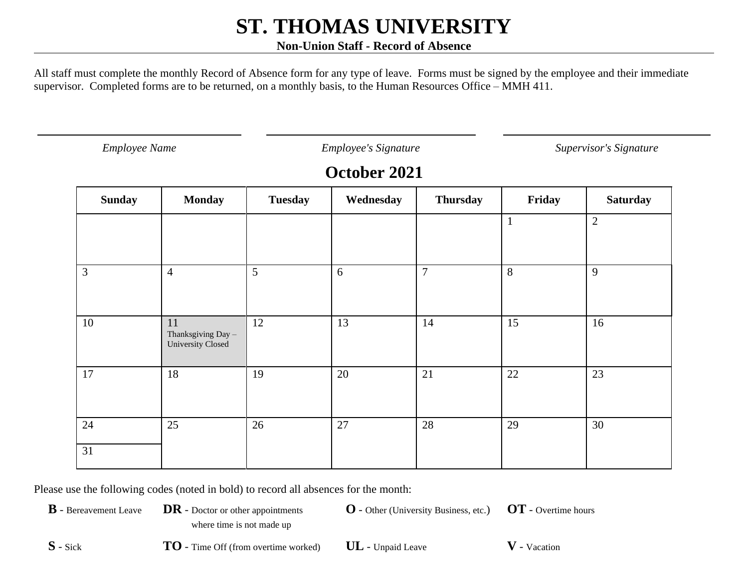# ST. THOMAS UNIVERSITY

**Non-Union Staff - Record of Absence**

All staff must complete the monthly Record of Absence form for any type of leave. Forms must be signed by the employee and their immediate supervisor. Completed forms are to be returned, on a monthly basis, to the Human Resources Office – MMH 411.

| *Employee Name* | *Employee's Signature* | *Supervisor's Signature* |
|---|---|---|
| | | |

## October 2021

| Sunday | Monday | Tuesday | Wednesday | Thursday | Friday | Saturday |
|---|---|---|---|---|---|---|
| | | | | | 1 | 2 |
| 3 | 4 | 5 | 6 | 7 | 8 | 9 |
| 10 | 11 Thanksgiving Day – University Closed | 12 | 13 | 14 | 15 | 16 |
| 17 | 18 | 19 | 20 | 21 | 22 | 23 |
| 24 / 31 | 25 | 26 | 27 | 28 | 29 | 30 |

Please use the following codes (noted in bold) to record all absences for the month:

**B** - Bereavement Leave

**DR** - Doctor or other appointments where time is not made up

**O** - Other (University Business, etc.)

**OT** - Overtime hours

**S** - Sick

**TO** - Time Off (from overtime worked)

**UL** - Unpaid Leave

**V** - Vacation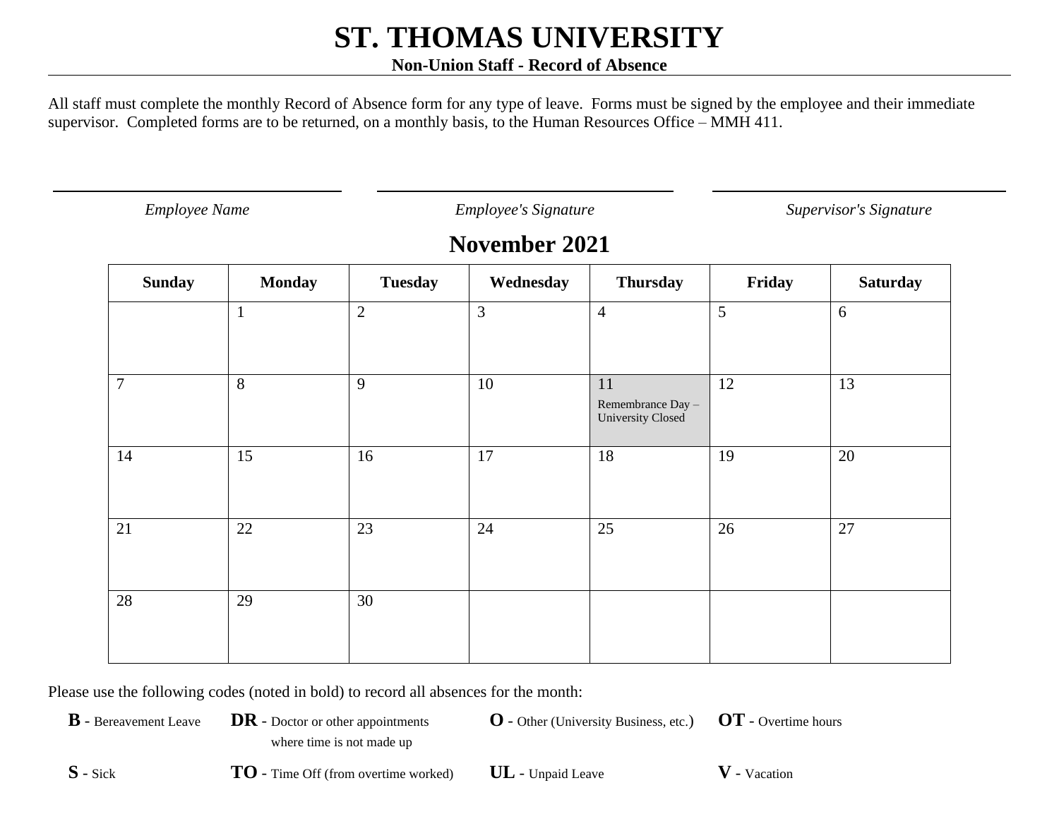# ST. THOMAS UNIVERSITY

**Non-Union Staff - Record of Absence**

All staff must complete the monthly Record of Absence form for any type of leave. Forms must be signed by the employee and their immediate supervisor. Completed forms are to be returned, on a monthly basis, to the Human Resources Office – MMH 411.

| _Employee Name_ | _Employee's Signature_ | _Supervisor's Signature_ |
|---|---|---|
| | | |

## November 2021

| Sunday | Monday | Tuesday | Wednesday | Thursday | Friday | Saturday |
|---|---|---|---|---|---|---|
| | 1 | 2 | 3 | 4 | 5 | 6 |
| 7 | 8 | 9 | 10 | 11 Remembrance Day – University Closed | 12 | 13 |
| 14 | 15 | 16 | 17 | 18 | 19 | 20 |
| 21 | 22 | 23 | 24 | 25 | 26 | 27 |
| 28 | 29 | 30 | | | | |

Please use the following codes (noted in bold) to record all absences for the month:

- **B** - Bereavement Leave
- **DR** - Doctor or other appointments where time is not made up
- **O** - Other (University Business, etc.)
- **OT** - Overtime hours
- **S** - Sick
- **TO** - Time Off (from overtime worked)
- **UL** - Unpaid Leave
- **V** - Vacation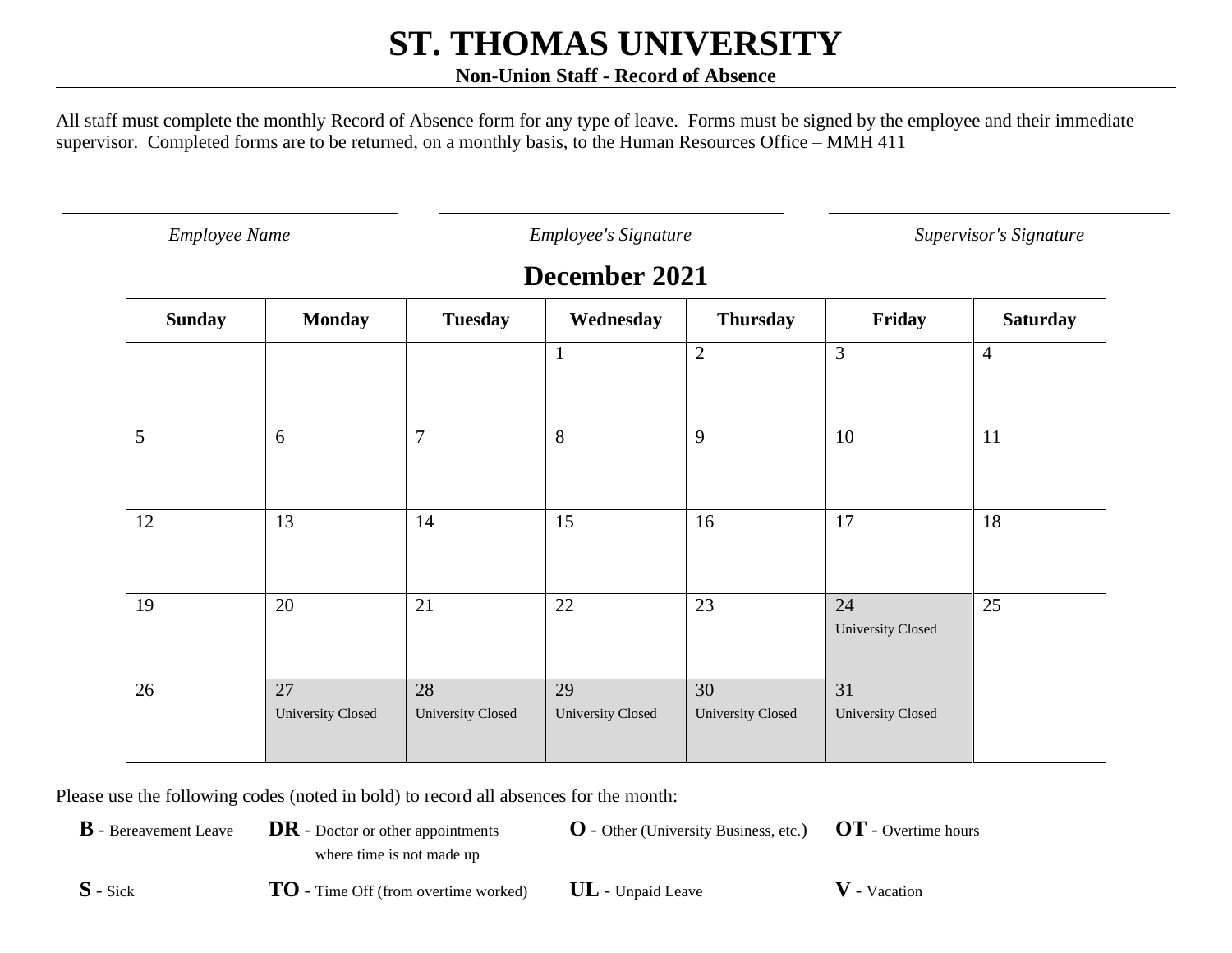# ST. THOMAS UNIVERSITY

**Non-Union Staff - Record of Absence**

All staff must complete the monthly Record of Absence form for any type of leave. Forms must be signed by the employee and their immediate supervisor. Completed forms are to be returned, on a monthly basis, to the Human Resources Office – MMH 411

| *Employee Name* | *Employee's Signature* | *Supervisor's Signature* |
|---|---|---|
| | | |

## December 2021

| Sunday | Monday | Tuesday | Wednesday | Thursday | Friday | Saturday |
|---|---|---|---|---|---|---|
| | | | 1 | 2 | 3 | 4 |
| 5 | 6 | 7 | 8 | 9 | 10 | 11 |
| 12 | 13 | 14 | 15 | 16 | 17 | 18 |
| 19 | 20 | 21 | 22 | 23 | 24 University Closed | 25 |
| 26 | 27 University Closed | 28 University Closed | 29 University Closed | 30 University Closed | 31 University Closed | |

Please use the following codes (noted in bold) to record all absences for the month:

**B** - Bereavement Leave

**DR** - Doctor or other appointments where time is not made up

**O** - Other (University Business, etc.)

**OT** - Overtime hours

**S** - Sick

**TO** - Time Off (from overtime worked)

**UL** - Unpaid Leave

**V** - Vacation